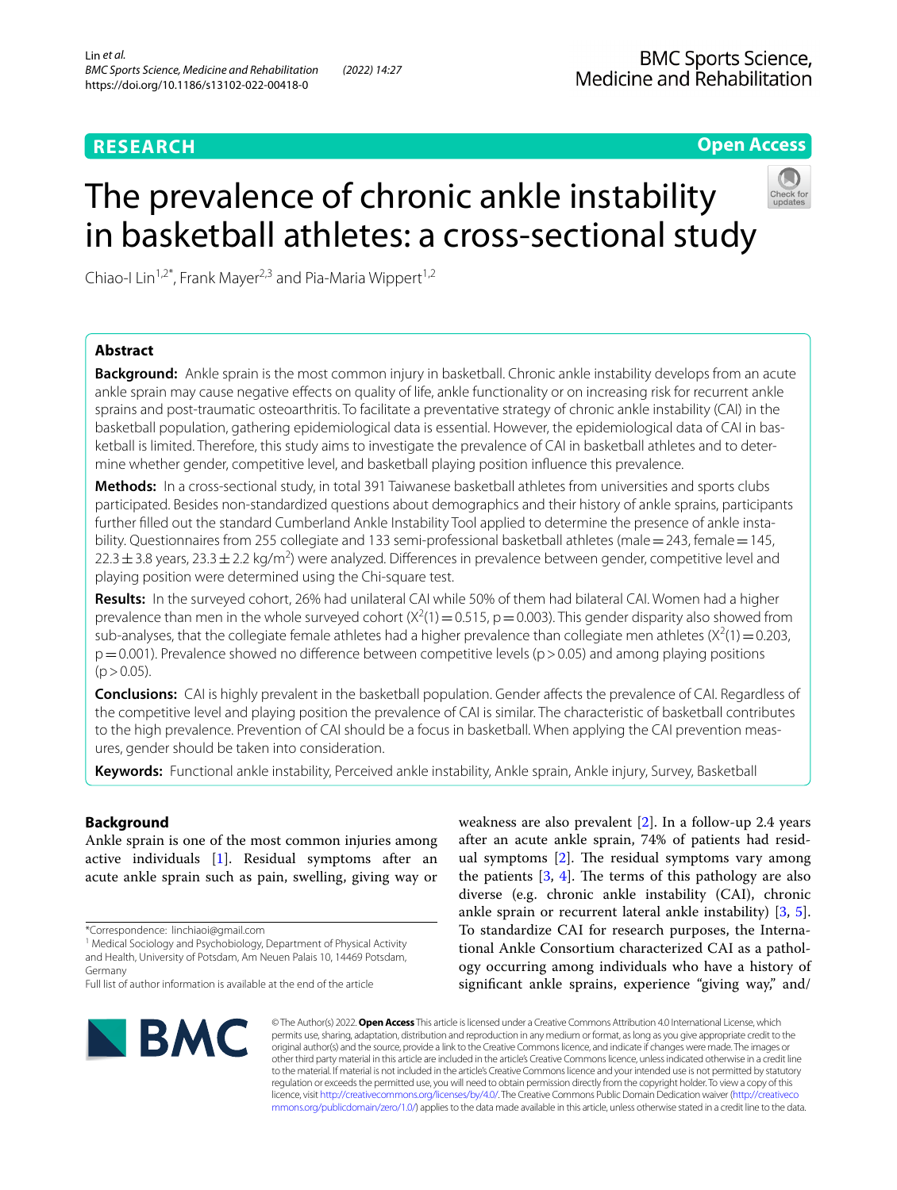RESEARCH

Open Access

# The prevalence of chronic ankle instability in basketball athletes: a cross-sectional study

Chiao-I Lin[1,2*], Frank Mayer[2,3] and Pia-Maria Wippert[1,2]

## Abstract

**Background:** Ankle sprain is the most common injury in basketball. Chronic ankle instability develops from an acute ankle sprain may cause negative effects on quality of life, ankle functionality or on increasing risk for recurrent ankle sprains and post-traumatic osteoarthritis. To facilitate a preventative strategy of chronic ankle instability (CAI) in the basketball population, gathering epidemiological data is essential. However, the epidemiological data of CAI in basketball is limited. Therefore, this study aims to investigate the prevalence of CAI in basketball athletes and to determine whether gender, competitive level, and basketball playing position influence this prevalence.

**Methods:** In a cross-sectional study, in total 391 Taiwanese basketball athletes from universities and sports clubs participated. Besides non-standardized questions about demographics and their history of ankle sprains, participants further filled out the standard Cumberland Ankle Instability Tool applied to determine the presence of ankle instability. Questionnaires from 255 collegiate and 133 semi-professional basketball athletes (male = 243, female = 145, 22.3 ± 3.8 years, 23.3 ± 2.2 kg/m$^2$) were analyzed. Differences in prevalence between gender, competitive level and playing position were determined using the Chi-square test.

**Results:** In the surveyed cohort, 26% had unilateral CAI while 50% of them had bilateral CAI. Women had a higher prevalence than men in the whole surveyed cohort ($X^2(1) = 0.515$, $p = 0.003$). This gender disparity also showed from sub-analyses, that the collegiate female athletes had a higher prevalence than collegiate men athletes ($X^2(1) = 0.203$, $p = 0.001$). Prevalence showed no difference between competitive levels ($p > 0.05$) and among playing positions ($p > 0.05$).

**Conclusions:** CAI is highly prevalent in the basketball population. Gender affects the prevalence of CAI. Regardless of the competitive level and playing position the prevalence of CAI is similar. The characteristic of basketball contributes to the high prevalence. Prevention of CAI should be a focus in basketball. When applying the CAI prevention measures, gender should be taken into consideration.

**Keywords:** Functional ankle instability, Perceived ankle instability, Ankle sprain, Ankle injury, Survey, Basketball

## Background

Ankle sprain is one of the most common injuries among active individuals [1]. Residual symptoms after an acute ankle sprain such as pain, swelling, giving way or weakness are also prevalent [2]. In a follow-up 2.4 years after an acute ankle sprain, 74% of patients had residual symptoms [2]. The residual symptoms vary among the patients [3, 4]. The terms of this pathology are also diverse (e.g. chronic ankle instability (CAI), chronic ankle sprain or recurrent lateral ankle instability) [3, 5]. To standardize CAI for research purposes, the International Ankle Consortium characterized CAI as a pathology occurring among individuals who have a history of significant ankle sprains, experience "giving way," and/

*Correspondence: linchiaoi@gmail.com

[1] Medical Sociology and Psychobiology, Department of Physical Activity and Health, University of Potsdam, Am Neuen Palais 10, 14469 Potsdam, Germany

Full list of author information is available at the end of the article

© The Author(s) 2022. **Open Access** This article is licensed under a Creative Commons Attribution 4.0 International License, which permits use, sharing, adaptation, distribution and reproduction in any medium or format, as long as you give appropriate credit to the original author(s) and the source, provide a link to the Creative Commons licence, and indicate if changes were made. The images or other third party material in this article are included in the article's Creative Commons licence, unless indicated otherwise in a credit line to the material. If material is not included in the article's Creative Commons licence and your intended use is not permitted by statutory regulation or exceeds the permitted use, you will need to obtain permission directly from the copyright holder. To view a copy of this licence, visit http://creativecommons.org/licenses/by/4.0/. The Creative Commons Public Domain Dedication waiver (http://creativecommons.org/publicdomain/zero/1.0/) applies to the data made available in this article, unless otherwise stated in a credit line to the data.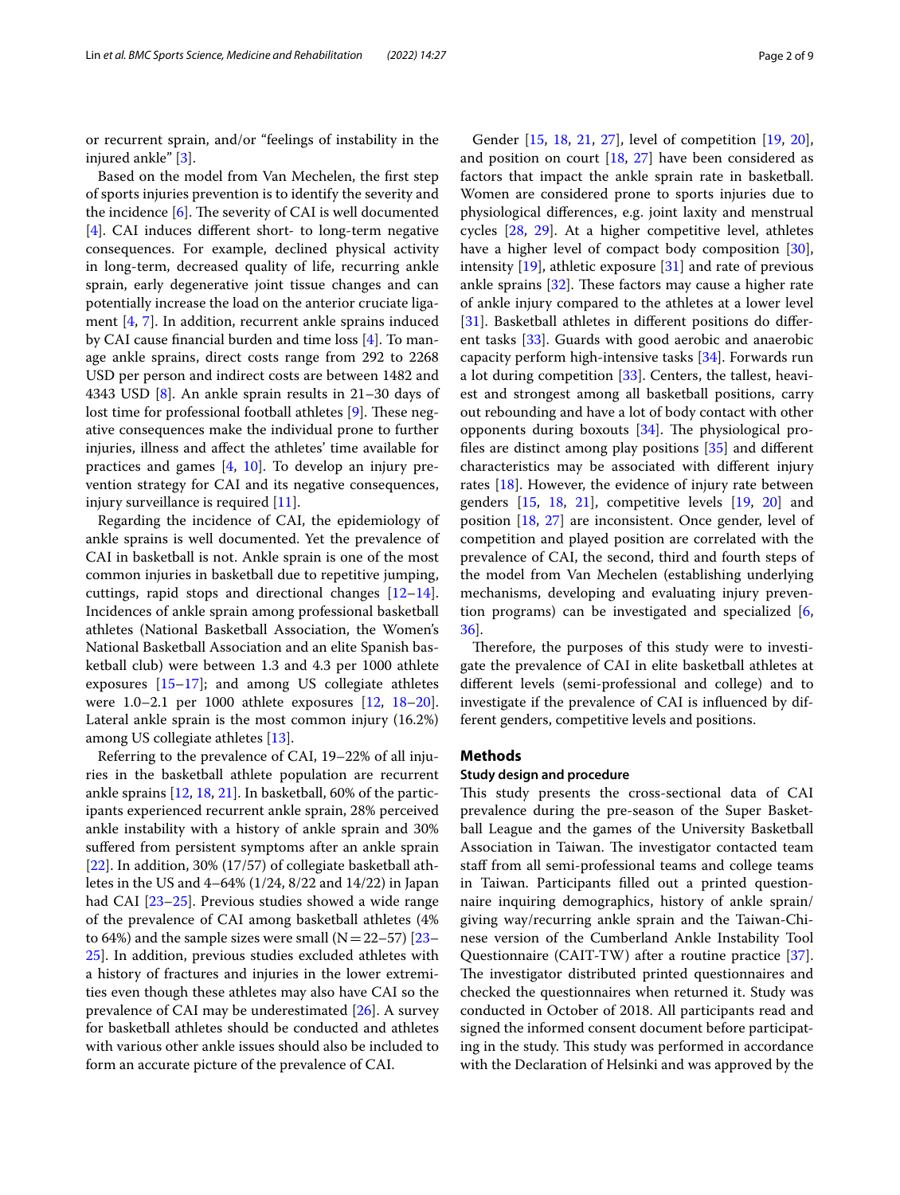or recurrent sprain, and/or "feelings of instability in the injured ankle" [3].

Based on the model from Van Mechelen, the first step of sports injuries prevention is to identify the severity and the incidence [6]. The severity of CAI is well documented [4]. CAI induces different short- to long-term negative consequences. For example, declined physical activity in long-term, decreased quality of life, recurring ankle sprain, early degenerative joint tissue changes and can potentially increase the load on the anterior cruciate ligament [4, 7]. In addition, recurrent ankle sprains induced by CAI cause financial burden and time loss [4]. To manage ankle sprains, direct costs range from 292 to 2268 USD per person and indirect costs are between 1482 and 4343 USD [8]. An ankle sprain results in 21–30 days of lost time for professional football athletes [9]. These negative consequences make the individual prone to further injuries, illness and affect the athletes' time available for practices and games [4, 10]. To develop an injury prevention strategy for CAI and its negative consequences, injury surveillance is required [11].

Regarding the incidence of CAI, the epidemiology of ankle sprains is well documented. Yet the prevalence of CAI in basketball is not. Ankle sprain is one of the most common injuries in basketball due to repetitive jumping, cuttings, rapid stops and directional changes [12–14]. Incidences of ankle sprain among professional basketball athletes (National Basketball Association, the Women's National Basketball Association and an elite Spanish basketball club) were between 1.3 and 4.3 per 1000 athlete exposures [15–17]; and among US collegiate athletes were 1.0–2.1 per 1000 athlete exposures [12, 18–20]. Lateral ankle sprain is the most common injury (16.2%) among US collegiate athletes [13].

Referring to the prevalence of CAI, 19–22% of all injuries in the basketball athlete population are recurrent ankle sprains [12, 18, 21]. In basketball, 60% of the participants experienced recurrent ankle sprain, 28% perceived ankle instability with a history of ankle sprain and 30% suffered from persistent symptoms after an ankle sprain [22]. In addition, 30% (17/57) of collegiate basketball athletes in the US and 4–64% (1/24, 8/22 and 14/22) in Japan had CAI [23–25]. Previous studies showed a wide range of the prevalence of CAI among basketball athletes (4% to 64%) and the sample sizes were small (N = 22–57) [23–25]. In addition, previous studies excluded athletes with a history of fractures and injuries in the lower extremities even though these athletes may also have CAI so the prevalence of CAI may be underestimated [26]. A survey for basketball athletes should be conducted and athletes with various other ankle issues should also be included to form an accurate picture of the prevalence of CAI.

Gender [15, 18, 21, 27], level of competition [19, 20], and position on court [18, 27] have been considered as factors that impact the ankle sprain rate in basketball. Women are considered prone to sports injuries due to physiological differences, e.g. joint laxity and menstrual cycles [28, 29]. At a higher competitive level, athletes have a higher level of compact body composition [30], intensity [19], athletic exposure [31] and rate of previous ankle sprains [32]. These factors may cause a higher rate of ankle injury compared to the athletes at a lower level [31]. Basketball athletes in different positions do different tasks [33]. Guards with good aerobic and anaerobic capacity perform high-intensive tasks [34]. Forwards run a lot during competition [33]. Centers, the tallest, heaviest and strongest among all basketball positions, carry out rebounding and have a lot of body contact with other opponents during boxouts [34]. The physiological profiles are distinct among play positions [35] and different characteristics may be associated with different injury rates [18]. However, the evidence of injury rate between genders [15, 18, 21], competitive levels [19, 20] and position [18, 27] are inconsistent. Once gender, level of competition and played position are correlated with the prevalence of CAI, the second, third and fourth steps of the model from Van Mechelen (establishing underlying mechanisms, developing and evaluating injury prevention programs) can be investigated and specialized [6, 36].

Therefore, the purposes of this study were to investigate the prevalence of CAI in elite basketball athletes at different levels (semi-professional and college) and to investigate if the prevalence of CAI is influenced by different genders, competitive levels and positions.

## Methods

### Study design and procedure

This study presents the cross-sectional data of CAI prevalence during the pre-season of the Super Basketball League and the games of the University Basketball Association in Taiwan. The investigator contacted team staff from all semi-professional teams and college teams in Taiwan. Participants filled out a printed questionnaire inquiring demographics, history of ankle sprain/giving way/recurring ankle sprain and the Taiwan-Chinese version of the Cumberland Ankle Instability Tool Questionnaire (CAIT-TW) after a routine practice [37]. The investigator distributed printed questionnaires and checked the questionnaires when returned it. Study was conducted in October of 2018. All participants read and signed the informed consent document before participating in the study. This study was performed in accordance with the Declaration of Helsinki and was approved by the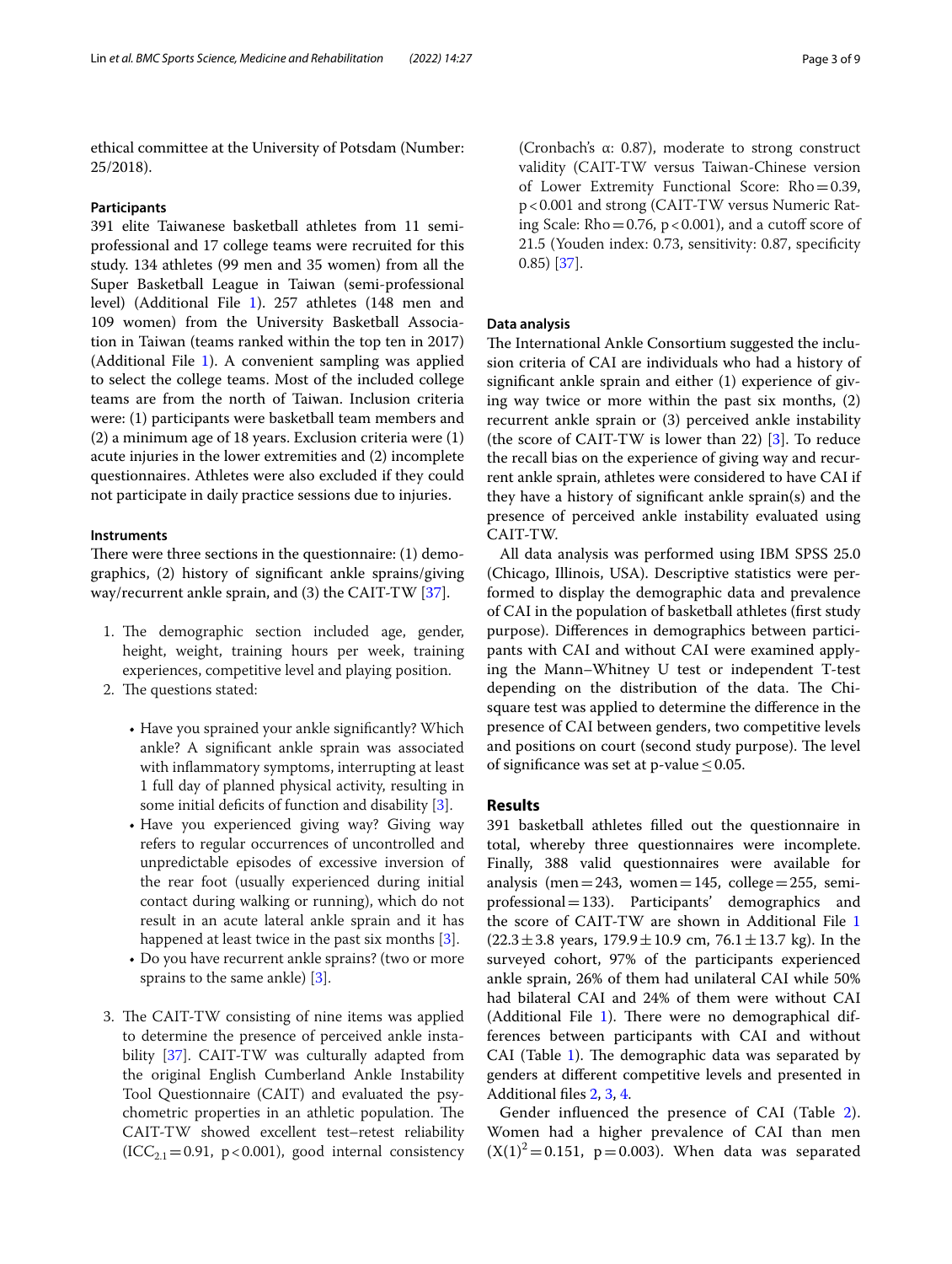ethical committee at the University of Potsdam (Number: 25/2018).

### Participants

391 elite Taiwanese basketball athletes from 11 semi-professional and 17 college teams were recruited for this study. 134 athletes (99 men and 35 women) from all the Super Basketball League in Taiwan (semi-professional level) (Additional File 1). 257 athletes (148 men and 109 women) from the University Basketball Association in Taiwan (teams ranked within the top ten in 2017) (Additional File 1). A convenient sampling was applied to select the college teams. Most of the included college teams are from the north of Taiwan. Inclusion criteria were: (1) participants were basketball team members and (2) a minimum age of 18 years. Exclusion criteria were (1) acute injuries in the lower extremities and (2) incomplete questionnaires. Athletes were also excluded if they could not participate in daily practice sessions due to injuries.

### Instruments

There were three sections in the questionnaire: (1) demographics, (2) history of significant ankle sprains/giving way/recurrent ankle sprain, and (3) the CAIT-TW [37].

1. The demographic section included age, gender, height, weight, training hours per week, training experiences, competitive level and playing position.
2. The questions stated:
   - Have you sprained your ankle significantly? Which ankle? A significant ankle sprain was associated with inflammatory symptoms, interrupting at least 1 full day of planned physical activity, resulting in some initial deficits of function and disability [3].
   - Have you experienced giving way? Giving way refers to regular occurrences of uncontrolled and unpredictable episodes of excessive inversion of the rear foot (usually experienced during initial contact during walking or running), which do not result in an acute lateral ankle sprain and it has happened at least twice in the past six months [3].
   - Do you have recurrent ankle sprains? (two or more sprains to the same ankle) [3].
3. The CAIT-TW consisting of nine items was applied to determine the presence of perceived ankle instability [37]. CAIT-TW was culturally adapted from the original English Cumberland Ankle Instability Tool Questionnaire (CAIT) and evaluated the psychometric properties in an athletic population. The CAIT-TW showed excellent test–retest reliability ($ICC_{2.1}=0.91$, $p<0.001$), good internal consistency (Cronbach's α: 0.87), moderate to strong construct validity (CAIT-TW versus Taiwan-Chinese version of Lower Extremity Functional Score: Rho = 0.39, $p<0.001$ and strong (CAIT-TW versus Numeric Rating Scale: Rho = 0.76, $p<0.001$), and a cutoff score of 21.5 (Youden index: 0.73, sensitivity: 0.87, specificity 0.85) [37].

### Data analysis

The International Ankle Consortium suggested the inclusion criteria of CAI are individuals who had a history of significant ankle sprain and either (1) experience of giving way twice or more within the past six months, (2) recurrent ankle sprain or (3) perceived ankle instability (the score of CAIT-TW is lower than 22) [3]. To reduce the recall bias on the experience of giving way and recurrent ankle sprain, athletes were considered to have CAI if they have a history of significant ankle sprain(s) and the presence of perceived ankle instability evaluated using CAIT-TW.

All data analysis was performed using IBM SPSS 25.0 (Chicago, Illinois, USA). Descriptive statistics were performed to display the demographic data and prevalence of CAI in the population of basketball athletes (first study purpose). Differences in demographics between participants with CAI and without CAI were examined applying the Mann–Whitney U test or independent T-test depending on the distribution of the data. The Chi-square test was applied to determine the difference in the presence of CAI between genders, two competitive levels and positions on court (second study purpose). The level of significance was set at p-value ≤ 0.05.

## Results

391 basketball athletes filled out the questionnaire in total, whereby three questionnaires were incomplete. Finally, 388 valid questionnaires were available for analysis (men = 243, women = 145, college = 255, semi-professional = 133). Participants' demographics and the score of CAIT-TW are shown in Additional File 1 (22.3 ± 3.8 years, 179.9 ± 10.9 cm, 76.1 ± 13.7 kg). In the surveyed cohort, 97% of the participants experienced ankle sprain, 26% of them had unilateral CAI while 50% had bilateral CAI and 24% of them were without CAI (Additional File 1). There were no demographical differences between participants with CAI and without CAI (Table 1). The demographic data was separated by genders at different competitive levels and presented in Additional files 2, 3, 4.

Gender influenced the presence of CAI (Table 2). Women had a higher prevalence of CAI than men ($(X(1)^2=0.151$, $p=0.003$). When data was separated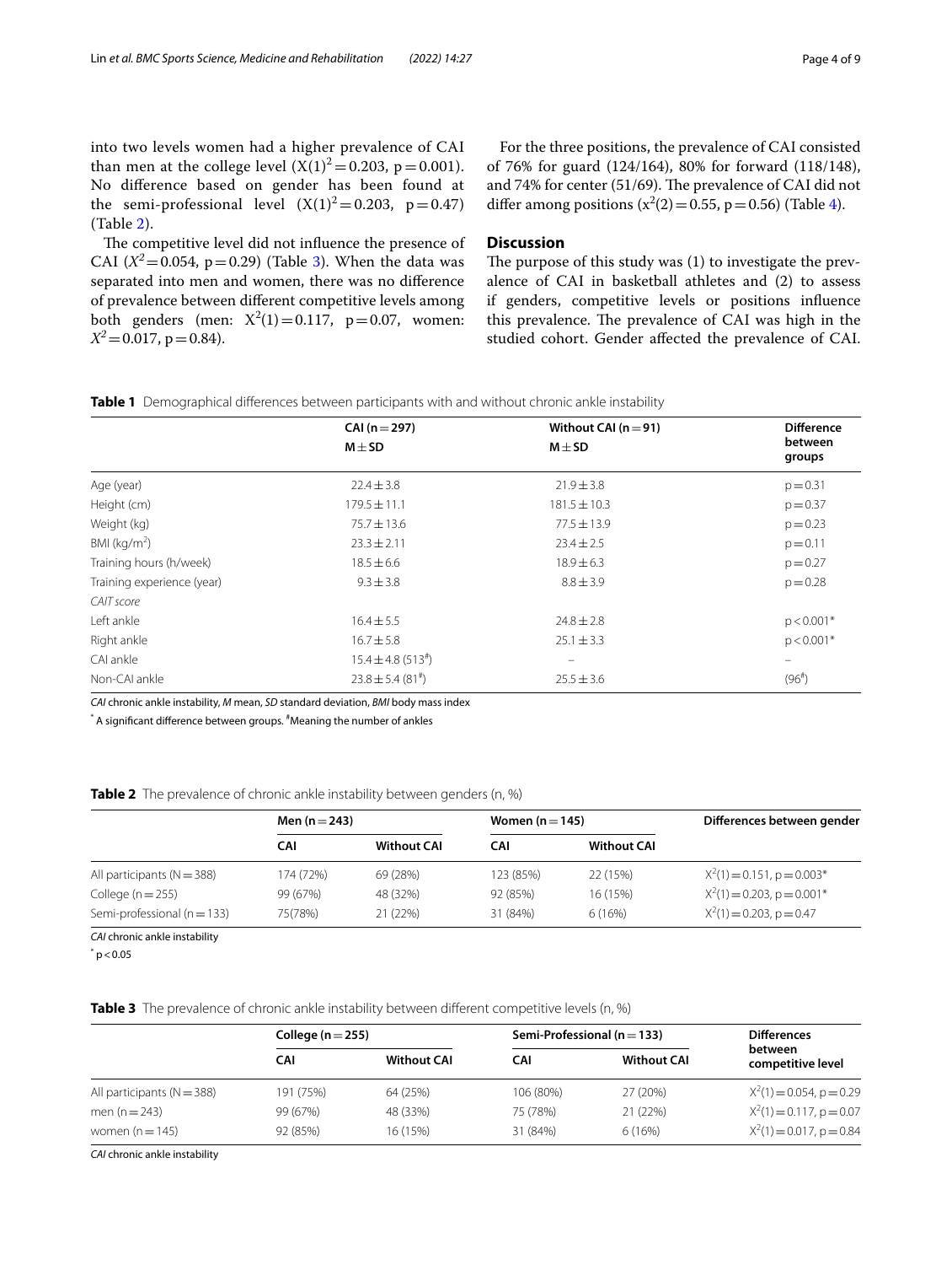into two levels women had a higher prevalence of CAI than men at the college level ($X(1)^2 = 0.203$, p = 0.001). No difference based on gender has been found at the semi-professional level ($X(1)^2 = 0.203$, p = 0.47) (Table 2).

The competitive level did not influence the presence of CAI ($X^2 = 0.054$, p = 0.29) (Table 3). When the data was separated into men and women, there was no difference of prevalence between different competitive levels among both genders (men: $X^2(1) = 0.117$, p = 0.07, women: $X^2 = 0.017$, p = 0.84).

For the three positions, the prevalence of CAI consisted of 76% for guard (124/164), 80% for forward (118/148), and 74% for center (51/69). The prevalence of CAI did not differ among positions ($x^2(2) = 0.55$, p = 0.56) (Table 4).

## Discussion

The purpose of this study was (1) to investigate the prevalence of CAI in basketball athletes and (2) to assess if genders, competitive levels or positions influence this prevalence. The prevalence of CAI was high in the studied cohort. Gender affected the prevalence of CAI.

**Table 1** Demographical differences between participants with and without chronic ankle instability

| | CAI (n = 297) M ± SD | Without CAI (n = 91) M ± SD | Difference between groups |
|---|---|---|---|
| Age (year) | 22.4 ± 3.8 | 21.9 ± 3.8 | p = 0.31 |
| Height (cm) | 179.5 ± 11.1 | 181.5 ± 10.3 | p = 0.37 |
| Weight (kg) | 75.7 ± 13.6 | 77.5 ± 13.9 | p = 0.23 |
| BMI (kg/m$^2$) | 23.3 ± 2.11 | 23.4 ± 2.5 | p = 0.11 |
| Training hours (h/week) | 18.5 ± 6.6 | 18.9 ± 6.3 | p = 0.27 |
| Training experience (year) | 9.3 ± 3.8 | 8.8 ± 3.9 | p = 0.28 |
| *CAIT score* | | | |
| Left ankle | 16.4 ± 5.5 | 24.8 ± 2.8 | p < 0.001* |
| Right ankle | 16.7 ± 5.8 | 25.1 ± 3.3 | p < 0.001* |
| CAI ankle | 15.4 ± 4.8 (513#) | – | – |
| Non-CAI ankle | 23.8 ± 5.4 (81#) | 25.5 ± 3.6 | (96#) |

*CAI* chronic ankle instability, *M* mean, *SD* standard deviation, *BMI* body mass index

* A significant difference between groups. #Meaning the number of ankles

**Table 2** The prevalence of chronic ankle instability between genders (n, %)

| | Men (n = 243) | | Women (n = 145) | | Differences between gender |
|---|---|---|---|---|---|
| | CAI | Without CAI | CAI | Without CAI | |
| All participants (N = 388) | 174 (72%) | 69 (28%) | 123 (85%) | 22 (15%) | $X^2(1) = 0.151$, p = 0.003* |
| College (n = 255) | 99 (67%) | 48 (32%) | 92 (85%) | 16 (15%) | $X^2(1) = 0.203$, p = 0.001* |
| Semi-professional (n = 133) | 75(78%) | 21 (22%) | 31 (84%) | 6 (16%) | $X^2(1) = 0.203$, p = 0.47 |

*CAI* chronic ankle instability

* p < 0.05

**Table 3** The prevalence of chronic ankle instability between different competitive levels (n, %)

| | College (n = 255) | | Semi-Professional (n = 133) | | Differences between competitive level |
|---|---|---|---|---|---|
| | CAI | Without CAI | CAI | Without CAI | |
| All participants (N = 388) | 191 (75%) | 64 (25%) | 106 (80%) | 27 (20%) | $X^2(1) = 0.054$, p = 0.29 |
| men (n = 243) | 99 (67%) | 48 (33%) | 75 (78%) | 21 (22%) | $X^2(1) = 0.117$, p = 0.07 |
| women (n = 145) | 92 (85%) | 16 (15%) | 31 (84%) | 6 (16%) | $X^2(1) = 0.017$, p = 0.84 |

*CAI* chronic ankle instability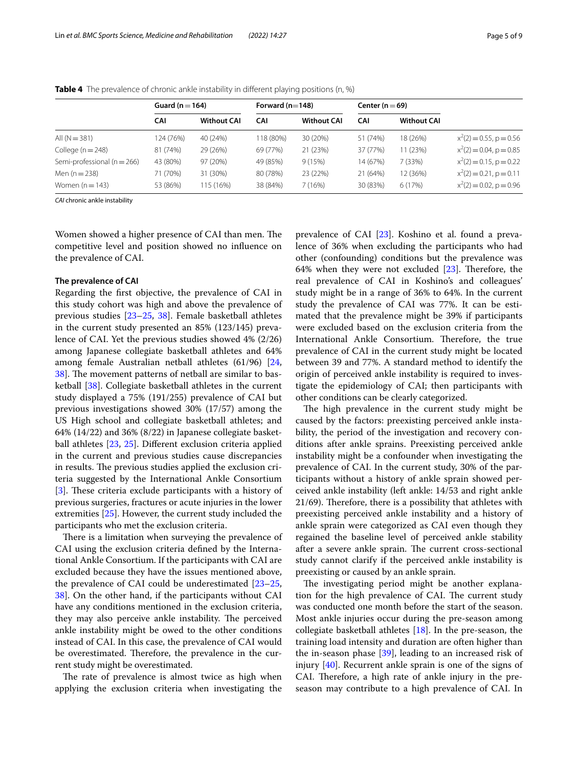**Table 4** The prevalence of chronic ankle instability in different playing positions (n, %)

| | Guard (n = 164) | | Forward (n=148) | | Center (n = 69) | | |
|---|---|---|---|---|---|---|---|
| | CAI | Without CAI | CAI | Without CAI | CAI | Without CAI | |
| All (N = 381) | 124 (76%) | 40 (24%) | 118 (80%) | 30 (20%) | 51 (74%) | 18 (26%) | $x^2(2) = 0.55, p = 0.56$ |
| College (n = 248) | 81 (74%) | 29 (26%) | 69 (77%) | 21 (23%) | 37 (77%) | 11 (23%) | $x^2(2) = 0.04, p = 0.85$ |
| Semi-professional (n = 266) | 43 (80%) | 97 (20%) | 49 (85%) | 9 (15%) | 14 (67%) | 7 (33%) | $x^2(2) = 0.15, p = 0.22$ |
| Men (n = 238) | 71 (70%) | 31 (30%) | 80 (78%) | 23 (22%) | 21 (64%) | 12 (36%) | $x^2(2) = 0.21, p = 0.11$ |
| Women (n = 143) | 53 (86%) | 115 (16%) | 38 (84%) | 7 (16%) | 30 (83%) | 6 (17%) | $x^2(2) = 0.02, p = 0.96$ |

*CAI* chronic ankle instability

Women showed a higher presence of CAI than men. The competitive level and position showed no influence on the prevalence of CAI.

#### The prevalence of CAI

Regarding the first objective, the prevalence of CAI in this study cohort was high and above the prevalence of previous studies [23–25, 38]. Female basketball athletes in the current study presented an 85% (123/145) prevalence of CAI. Yet the previous studies showed 4% (2/26) among Japanese collegiate basketball athletes and 64% among female Australian netball athletes (61/96) [24, 38]. The movement patterns of netball are similar to basketball [38]. Collegiate basketball athletes in the current study displayed a 75% (191/255) prevalence of CAI but previous investigations showed 30% (17/57) among the US High school and collegiate basketball athletes; and 64% (14/22) and 36% (8/22) in Japanese collegiate basketball athletes [23, 25]. Different exclusion criteria applied in the current and previous studies cause discrepancies in results. The previous studies applied the exclusion criteria suggested by the International Ankle Consortium [3]. These criteria exclude participants with a history of previous surgeries, fractures or acute injuries in the lower extremities [25]. However, the current study included the participants who met the exclusion criteria.

There is a limitation when surveying the prevalence of CAI using the exclusion criteria defined by the International Ankle Consortium. If the participants with CAI are excluded because they have the issues mentioned above, the prevalence of CAI could be underestimated [23–25, 38]. On the other hand, if the participants without CAI have any conditions mentioned in the exclusion criteria, they may also perceive ankle instability. The perceived ankle instability might be owed to the other conditions instead of CAI. In this case, the prevalence of CAI would be overestimated. Therefore, the prevalence in the current study might be overestimated.

The rate of prevalence is almost twice as high when applying the exclusion criteria when investigating the prevalence of CAI [23]. Koshino et al. found a prevalence of 36% when excluding the participants who had other (confounding) conditions but the prevalence was 64% when they were not excluded [23]. Therefore, the real prevalence of CAI in Koshino's and colleagues' study might be in a range of 36% to 64%. In the current study the prevalence of CAI was 77%. It can be estimated that the prevalence might be 39% if participants were excluded based on the exclusion criteria from the International Ankle Consortium. Therefore, the true prevalence of CAI in the current study might be located between 39 and 77%. A standard method to identify the origin of perceived ankle instability is required to investigate the epidemiology of CAI; then participants with other conditions can be clearly categorized.

The high prevalence in the current study might be caused by the factors: preexisting perceived ankle instability, the period of the investigation and recovery conditions after ankle sprains. Preexisting perceived ankle instability might be a confounder when investigating the prevalence of CAI. In the current study, 30% of the participants without a history of ankle sprain showed perceived ankle instability (left ankle: 14/53 and right ankle 21/69). Therefore, there is a possibility that athletes with preexisting perceived ankle instability and a history of ankle sprain were categorized as CAI even though they regained the baseline level of perceived ankle stability after a severe ankle sprain. The current cross-sectional study cannot clarify if the perceived ankle instability is preexisting or caused by an ankle sprain.

The investigating period might be another explanation for the high prevalence of CAI. The current study was conducted one month before the start of the season. Most ankle injuries occur during the pre-season among collegiate basketball athletes [18]. In the pre-season, the training load intensity and duration are often higher than the in-season phase [39], leading to an increased risk of injury [40]. Recurrent ankle sprain is one of the signs of CAI. Therefore, a high rate of ankle injury in the pre-season may contribute to a high prevalence of CAI. In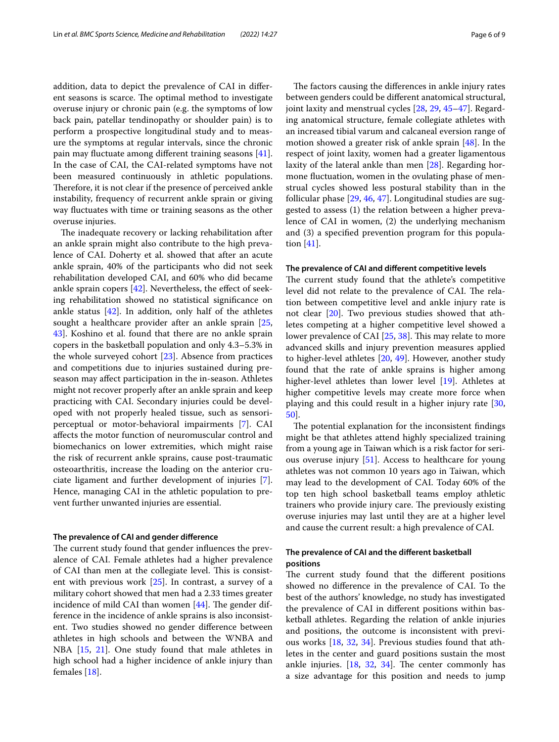addition, data to depict the prevalence of CAI in different seasons is scarce. The optimal method to investigate overuse injury or chronic pain (e.g. the symptoms of low back pain, patellar tendinopathy or shoulder pain) is to perform a prospective longitudinal study and to measure the symptoms at regular intervals, since the chronic pain may fluctuate among different training seasons [41]. In the case of CAI, the CAI-related symptoms have not been measured continuously in athletic populations. Therefore, it is not clear if the presence of perceived ankle instability, frequency of recurrent ankle sprain or giving way fluctuates with time or training seasons as the other overuse injuries.

The inadequate recovery or lacking rehabilitation after an ankle sprain might also contribute to the high prevalence of CAI. Doherty et al. showed that after an acute ankle sprain, 40% of the participants who did not seek rehabilitation developed CAI, and 60% who did became ankle sprain copers [42]. Nevertheless, the effect of seeking rehabilitation showed no statistical significance on ankle status [42]. In addition, only half of the athletes sought a healthcare provider after an ankle sprain [25, 43]. Koshino et al. found that there are no ankle sprain copers in the basketball population and only 4.3–5.3% in the whole surveyed cohort [23]. Absence from practices and competitions due to injuries sustained during preseason may affect participation in the in-season. Athletes might not recover properly after an ankle sprain and keep practicing with CAI. Secondary injuries could be developed with not properly healed tissue, such as sensori-perceptual or motor-behavioral impairments [7]. CAI affects the motor function of neuromuscular control and biomechanics on lower extremities, which might raise the risk of recurrent ankle sprains, cause post-traumatic osteoarthritis, increase the loading on the anterior cruciate ligament and further development of injuries [7]. Hence, managing CAI in the athletic population to prevent further unwanted injuries are essential.

#### The prevalence of CAI and gender difference

The current study found that gender influences the prevalence of CAI. Female athletes had a higher prevalence of CAI than men at the collegiate level. This is consistent with previous work [25]. In contrast, a survey of a military cohort showed that men had a 2.33 times greater incidence of mild CAI than women [44]. The gender difference in the incidence of ankle sprains is also inconsistent. Two studies showed no gender difference between athletes in high schools and between the WNBA and NBA [15, 21]. One study found that male athletes in high school had a higher incidence of ankle injury than females [18].

The factors causing the differences in ankle injury rates between genders could be different anatomical structural, joint laxity and menstrual cycles [28, 29, 45–47]. Regarding anatomical structure, female collegiate athletes with an increased tibial varum and calcaneal eversion range of motion showed a greater risk of ankle sprain [48]. In the respect of joint laxity, women had a greater ligamentous laxity of the lateral ankle than men [28]. Regarding hormone fluctuation, women in the ovulating phase of menstrual cycles showed less postural stability than in the follicular phase [29, 46, 47]. Longitudinal studies are suggested to assess (1) the relation between a higher prevalence of CAI in women, (2) the underlying mechanism and (3) a specified prevention program for this population [41].

#### The prevalence of CAI and different competitive levels

The current study found that the athlete's competitive level did not relate to the prevalence of CAI. The relation between competitive level and ankle injury rate is not clear [20]. Two previous studies showed that athletes competing at a higher competitive level showed a lower prevalence of CAI [25, 38]. This may relate to more advanced skills and injury prevention measures applied to higher-level athletes [20, 49]. However, another study found that the rate of ankle sprains is higher among higher-level athletes than lower level [19]. Athletes at higher competitive levels may create more force when playing and this could result in a higher injury rate [30, 50].

The potential explanation for the inconsistent findings might be that athletes attend highly specialized training from a young age in Taiwan which is a risk factor for serious overuse injury [51]. Access to healthcare for young athletes was not common 10 years ago in Taiwan, which may lead to the development of CAI. Today 60% of the top ten high school basketball teams employ athletic trainers who provide injury care. The previously existing overuse injuries may last until they are at a higher level and cause the current result: a high prevalence of CAI.

#### The prevalence of CAI and the different basketball positions

The current study found that the different positions showed no difference in the prevalence of CAI. To the best of the authors' knowledge, no study has investigated the prevalence of CAI in different positions within basketball athletes. Regarding the relation of ankle injuries and positions, the outcome is inconsistent with previous works [18, 32, 34]. Previous studies found that athletes in the center and guard positions sustain the most ankle injuries. [18, 32, 34]. The center commonly has a size advantage for this position and needs to jump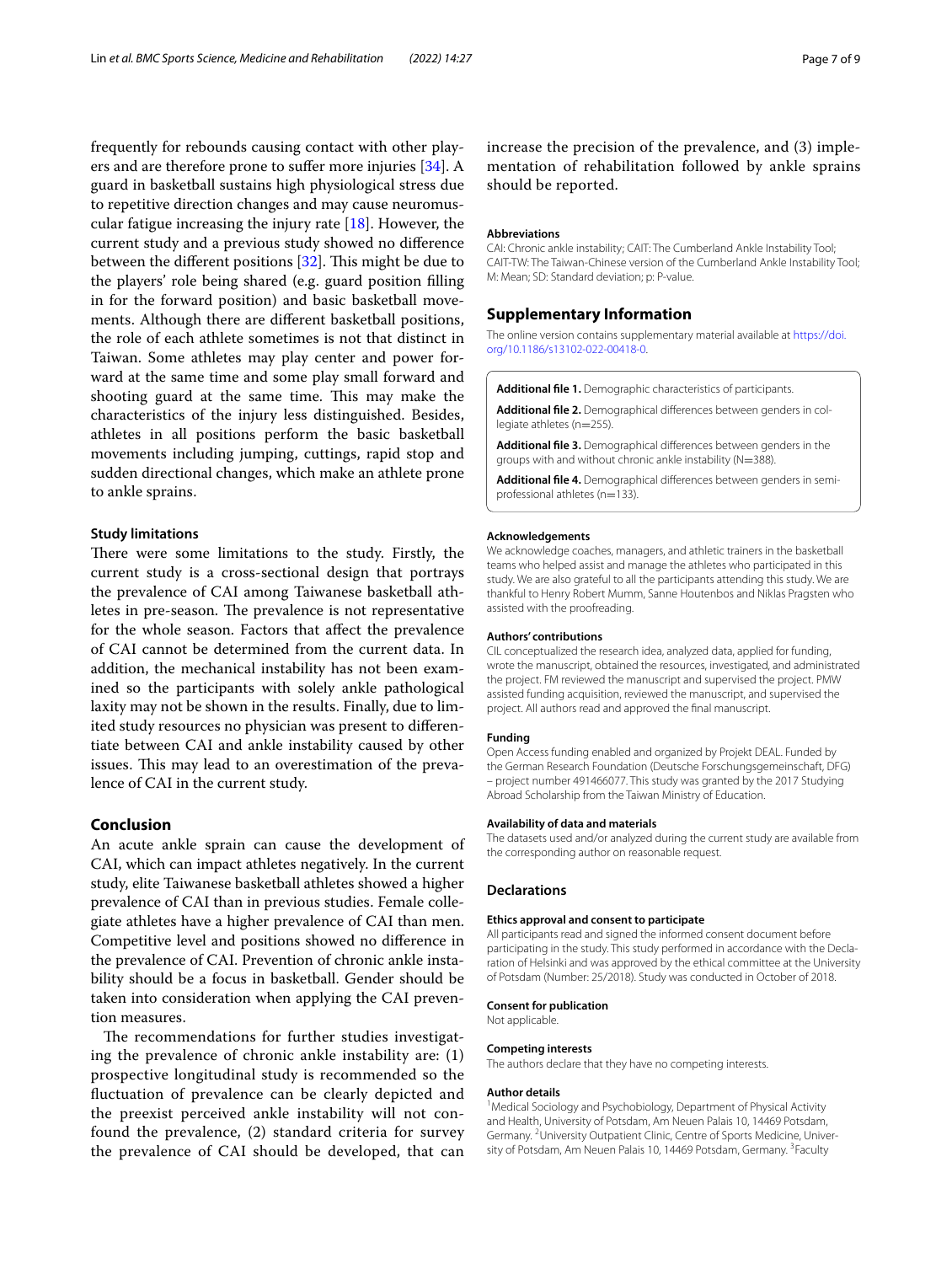frequently for rebounds causing contact with other players and are therefore prone to suffer more injuries [34]. A guard in basketball sustains high physiological stress due to repetitive direction changes and may cause neuromuscular fatigue increasing the injury rate [18]. However, the current study and a previous study showed no difference between the different positions [32]. This might be due to the players' role being shared (e.g. guard position filling in for the forward position) and basic basketball movements. Although there are different basketball positions, the role of each athlete sometimes is not that distinct in Taiwan. Some athletes may play center and power forward at the same time and some play small forward and shooting guard at the same time. This may make the characteristics of the injury less distinguished. Besides, athletes in all positions perform the basic basketball movements including jumping, cuttings, rapid stop and sudden directional changes, which make an athlete prone to ankle sprains.

### Study limitations

There were some limitations to the study. Firstly, the current study is a cross-sectional design that portrays the prevalence of CAI among Taiwanese basketball athletes in pre-season. The prevalence is not representative for the whole season. Factors that affect the prevalence of CAI cannot be determined from the current data. In addition, the mechanical instability has not been examined so the participants with solely ankle pathological laxity may not be shown in the results. Finally, due to limited study resources no physician was present to differentiate between CAI and ankle instability caused by other issues. This may lead to an overestimation of the prevalence of CAI in the current study.

## Conclusion

An acute ankle sprain can cause the development of CAI, which can impact athletes negatively. In the current study, elite Taiwanese basketball athletes showed a higher prevalence of CAI than in previous studies. Female collegiate athletes have a higher prevalence of CAI than men. Competitive level and positions showed no difference in the prevalence of CAI. Prevention of chronic ankle instability should be a focus in basketball. Gender should be taken into consideration when applying the CAI prevention measures.

The recommendations for further studies investigating the prevalence of chronic ankle instability are: (1) prospective longitudinal study is recommended so the fluctuation of prevalence can be clearly depicted and the preexist perceived ankle instability will not confound the prevalence, (2) standard criteria for survey the prevalence of CAI should be developed, that can increase the precision of the prevalence, and (3) implementation of rehabilitation followed by ankle sprains should be reported.

#### Abbreviations

CAI: Chronic ankle instability; CAIT: The Cumberland Ankle Instability Tool; CAIT-TW: The Taiwan-Chinese version of the Cumberland Ankle Instability Tool; M: Mean; SD: Standard deviation; p: P-value.

## Supplementary Information

The online version contains supplementary material available at https://doi.org/10.1186/s13102-022-00418-0.

**Additional file 1.** Demographic characteristics of participants.

**Additional file 2.** Demographical differences between genders in collegiate athletes (n=255).

**Additional file 3.** Demographical differences between genders in the groups with and without chronic ankle instability (N=388).

**Additional file 4.** Demographical differences between genders in semi-professional athletes (n=133).

#### Acknowledgements

We acknowledge coaches, managers, and athletic trainers in the basketball teams who helped assist and manage the athletes who participated in this study. We are also grateful to all the participants attending this study. We are thankful to Henry Robert Mumm, Sanne Houtenbos and Niklas Pragsten who assisted with the proofreading.

#### Authors' contributions

CIL conceptualized the research idea, analyzed data, applied for funding, wrote the manuscript, obtained the resources, investigated, and administrated the project. FM reviewed the manuscript and supervised the project. PMW assisted funding acquisition, reviewed the manuscript, and supervised the project. All authors read and approved the final manuscript.

#### Funding

Open Access funding enabled and organized by Projekt DEAL. Funded by the German Research Foundation (Deutsche Forschungsgemeinschaft, DFG) – project number 491466077. This study was granted by the 2017 Studying Abroad Scholarship from the Taiwan Ministry of Education.

#### Availability of data and materials

The datasets used and/or analyzed during the current study are available from the corresponding author on reasonable request.

## Declarations

#### Ethics approval and consent to participate

All participants read and signed the informed consent document before participating in the study. This study performed in accordance with the Declaration of Helsinki and was approved by the ethical committee at the University of Potsdam (Number: 25/2018). Study was conducted in October of 2018.

#### Consent for publication

Not applicable.

#### Competing interests

The authors declare that they have no competing interests.

#### Author details

[1] Medical Sociology and Psychobiology, Department of Physical Activity and Health, University of Potsdam, Am Neuen Palais 10, 14469 Potsdam, Germany. [2] University Outpatient Clinic, Centre of Sports Medicine, University of Potsdam, Am Neuen Palais 10, 14469 Potsdam, Germany. [3] Faculty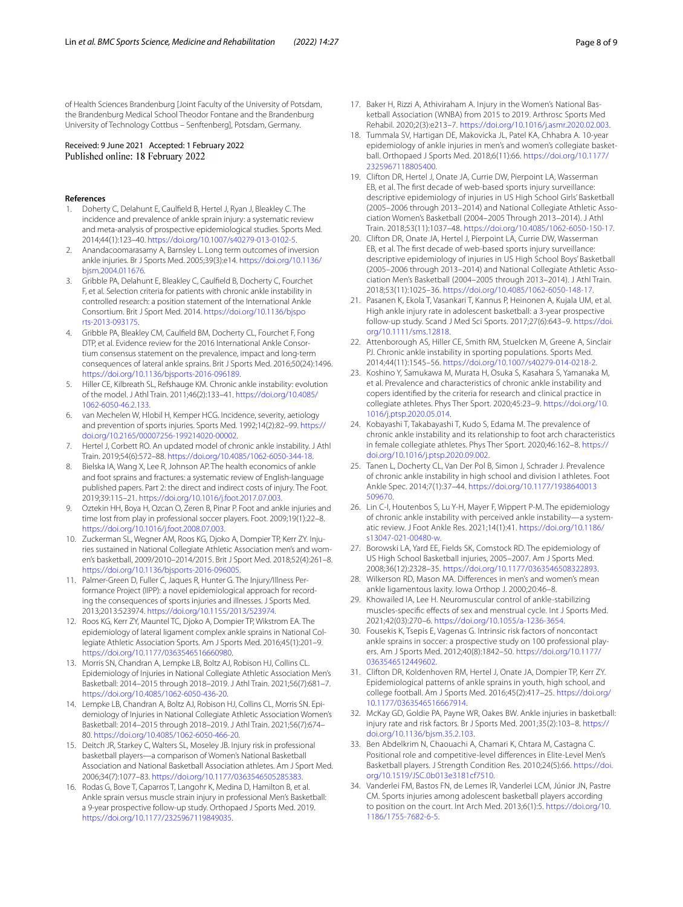of Health Sciences Brandenburg [Joint Faculty of the University of Potsdam, the Brandenburg Medical School Theodor Fontane and the Brandenburg University of Technology Cottbus – Senftenberg], Potsdam, Germany.

Received: 9 June 2021 Accepted: 1 February 2022
Published online: 18 February 2022

## References

1. Doherty C, Delahunt E, Caulfield B, Hertel J, Ryan J, Bleakley C. The incidence and prevalence of ankle sprain injury: a systematic review and meta-analysis of prospective epidemiological studies. Sports Med. 2014;44(1):123–40. https://doi.org/10.1007/s40279-013-0102-5.
2. Anandacoomarasamy A, Barnsley L. Long term outcomes of inversion ankle injuries. Br J Sports Med. 2005;39(3):e14. https://doi.org/10.1136/bjsm.2004.011676.
3. Gribble PA, Delahunt E, Bleakley C, Caulfield B, Docherty C, Fourchet F, et al. Selection criteria for patients with chronic ankle instability in controlled research: a position statement of the International Ankle Consortium. Brit J Sport Med. 2014. https://doi.org/10.1136/bjsports-2013-093175.
4. Gribble PA, Bleakley CM, Caulfield BM, Docherty CL, Fourchet F, Fong DTP, et al. Evidence review for the 2016 International Ankle Consortium consensus statement on the prevalence, impact and long-term consequences of lateral ankle sprains. Brit J Sports Med. 2016;50(24):1496. https://doi.org/10.1136/bjsports-2016-096189.
5. Hiller CE, Kilbreath SL, Refshauge KM. Chronic ankle instability: evolution of the model. J Athl Train. 2011;46(2):133–41. https://doi.org/10.4085/1062-6050-46.2.133.
6. van Mechelen W, Hlobil H, Kemper HCG. Incidence, severity, aetiology and prevention of sports injuries. Sports Med. 1992;14(2):82–99. https://doi.org/10.2165/00007256-199214020-00002.
7. Hertel J, Corbett RO. An updated model of chronic ankle instability. J Athl Train. 2019;54(6):572–88. https://doi.org/10.4085/1062-6050-344-18.
8. Bielska IA, Wang X, Lee R, Johnson AP. The health economics of ankle and foot sprains and fractures: a systematic review of English-language published papers. Part 2: the direct and indirect costs of injury. The Foot. 2019;39:115–21. https://doi.org/10.1016/j.foot.2017.07.003.
9. Oztekin HH, Boya H, Ozcan O, Zeren B, Pinar P. Foot and ankle injuries and time lost from play in professional soccer players. Foot. 2009;19(1):22–8. https://doi.org/10.1016/j.foot.2008.07.003.
10. Zuckerman SL, Wegner AM, Roos KG, Djoko A, Dompier TP, Kerr ZY. Injuries sustained in National Collegiate Athletic Association men's and women's basketball, 2009/2010–2014/2015. Brit J Sport Med. 2018;52(4):261–8. https://doi.org/10.1136/bjsports-2016-096005.
11. Palmer-Green D, Fuller C, Jaques R, Hunter G. The Injury/Illness Performance Project (IIPP): a novel epidemiological approach for recording the consequences of sports injuries and illnesses. J Sports Med. 2013;2013:523974. https://doi.org/10.1155/2013/523974.
12. Roos KG, Kerr ZY, Mauntel TC, Djoko A, Dompier TP, Wikstrom EA. The epidemiology of lateral ligament complex ankle sprains in National Collegiate Athletic Association Sports. Am J Sports Med. 2016;45(1):201–9. https://doi.org/10.1177/0363546516660980.
13. Morris SN, Chandran A, Lempke LB, Boltz AJ, Robison HJ, Collins CL. Epidemiology of Injuries in National Collegiate Athletic Association Men's Basketball: 2014–2015 through 2018–2019. J Athl Train. 2021;56(7):681–7. https://doi.org/10.4085/1062-6050-436-20.
14. Lempke LB, Chandran A, Boltz AJ, Robison HJ, Collins CL, Morris SN. Epidemiology of Injuries in National Collegiate Athletic Association Women's Basketball: 2014–2015 through 2018–2019. J Athl Train. 2021;56(7):674–80. https://doi.org/10.4085/1062-6050-466-20.
15. Deitch JR, Starkey C, Walters SL, Moseley JB. Injury risk in professional basketball players—a comparison of Women's National Basketball Association and National Basketball Association athletes. Am J Sport Med. 2006;34(7):1077–83. https://doi.org/10.1177/0363546505285383.
16. Rodas G, Bove T, Caparros T, Langohr K, Medina D, Hamilton B, et al. Ankle sprain versus muscle strain injury in professional Men's Basketball: a 9-year prospective follow-up study. Orthopaed J Sports Med. 2019. https://doi.org/10.1177/2325967119849035.
17. Baker H, Rizzi A, Athiviraham A. Injury in the Women's National Basketball Association (WNBA) from 2015 to 2019. Arthrosc Sports Med Rehabil. 2020;2(3):e213–7. https://doi.org/10.1016/j.asmr.2020.02.003.
18. Tummala SV, Hartigan DE, Makovicka JL, Patel KA, Chhabra A. 10-year epidemiology of ankle injuries in men's and women's collegiate basketball. Orthopaed J Sports Med. 2018;6(11):66. https://doi.org/10.1177/2325967118805400.
19. Clifton DR, Hertel J, Onate JA, Currie DW, Pierpoint LA, Wasserman EB, et al. The first decade of web-based sports injury surveillance: descriptive epidemiology of injuries in US High School Girls' Basketball (2005–2006 through 2013–2014) and National Collegiate Athletic Association Women's Basketball (2004–2005 Through 2013–2014). J Athl Train. 2018;53(11):1037–48. https://doi.org/10.4085/1062-6050-150-17.
20. Clifton DR, Onate JA, Hertel J, Pierpoint LA, Currie DW, Wasserman EB, et al. The first decade of web-based sports injury surveillance: descriptive epidemiology of injuries in US High School Boys' Basketball (2005–2006 through 2013–2014) and National Collegiate Athletic Association Men's Basketball (2004–2005 through 2013–2014). J Athl Train. 2018;53(11):1025–36. https://doi.org/10.4085/1062-6050-148-17.
21. Pasanen K, Ekola T, Vasankari T, Kannus P, Heinonen A, Kujala UM, et al. High ankle injury rate in adolescent basketball: a 3-year prospective follow-up study. Scand J Med Sci Sports. 2017;27(6):643–9. https://doi.org/10.1111/sms.12818.
22. Attenborough AS, Hiller CE, Smith RM, Stuelcken M, Greene A, Sinclair PJ. Chronic ankle instability in sporting populations. Sports Med. 2014;44(11):1545–56. https://doi.org/10.1007/s40279-014-0218-2.
23. Koshino Y, Samukawa M, Murata H, Osuka S, Kasahara S, Yamanaka M, et al. Prevalence and characteristics of chronic ankle instability and copers identified by the criteria for research and clinical practice in collegiate athletes. Phys Ther Sport. 2020;45:23–9. https://doi.org/10.1016/j.ptsp.2020.05.014.
24. Kobayashi T, Takabayashi T, Kudo S, Edama M. The prevalence of chronic ankle instability and its relationship to foot arch characteristics in female collegiate athletes. Phys Ther Sport. 2020;46:162–8. https://doi.org/10.1016/j.ptsp.2020.09.002.
25. Tanen L, Docherty CL, Van Der Pol B, Simon J, Schrader J. Prevalence of chronic ankle instability in high school and division I athletes. Foot Ankle Spec. 2014;7(1):37–44. https://doi.org/10.1177/1938640013509670.
26. Lin C-I, Houtenbos S, Lu Y-H, Mayer F, Wippert P-M. The epidemiology of chronic ankle instability with perceived ankle instability—a systematic review. J Foot Ankle Res. 2021;14(1):41. https://doi.org/10.1186/s13047-021-00480-w.
27. Borowski LA, Yard EE, Fields SK, Comstock RD. The epidemiology of US High School Basketball injuries, 2005–2007. Am J Sports Med. 2008;36(12):2328–35. https://doi.org/10.1177/0363546508322893.
28. Wilkerson RD, Mason MA. Differences in men's and women's mean ankle ligamentous laxity. Iowa Orthop J. 2000;20:46–8.
29. Khowailed IA, Lee H. Neuromuscular control of ankle-stabilizing muscles-specific effects of sex and menstrual cycle. Int J Sports Med. 2021;42(03):270–6. https://doi.org/10.1055/a-1236-3654.
30. Fousekis K, Tsepis E, Vagenas G. Intrinsic risk factors of noncontact ankle sprains in soccer: a prospective study on 100 professional players. Am J Sports Med. 2012;40(8):1842–50. https://doi.org/10.1177/0363546512449602.
31. Clifton DR, Koldenhoven RM, Hertel J, Onate JA, Dompier TP, Kerr ZY. Epidemiological patterns of ankle sprains in youth, high school, and college football. Am J Sports Med. 2016;45(2):417–25. https://doi.org/10.1177/0363546516667914.
32. McKay GD, Goldie PA, Payne WR, Oakes BW. Ankle injuries in basketball: injury rate and risk factors. Br J Sports Med. 2001;35(2):103–8. https://doi.org/10.1136/bjsm.35.2.103.
33. Ben Abdelkrim N, Chaouachi A, Chamari K, Chtara M, Castagna C. Positional role and competitive-level differences in Elite-Level Men's Basketball players. J Strength Condition Res. 2010;24(5):66. https://doi.org/10.1519/JSC.0b013e3181cf7510.
34. Vanderlei FM, Bastos FN, de Lemes IR, Vanderlei LCM, Júnior JN, Pastre CM. Sports injuries among adolescent basketball players according to position on the court. Int Arch Med. 2013;6(1):5. https://doi.org/10.1186/1755-7682-6-5.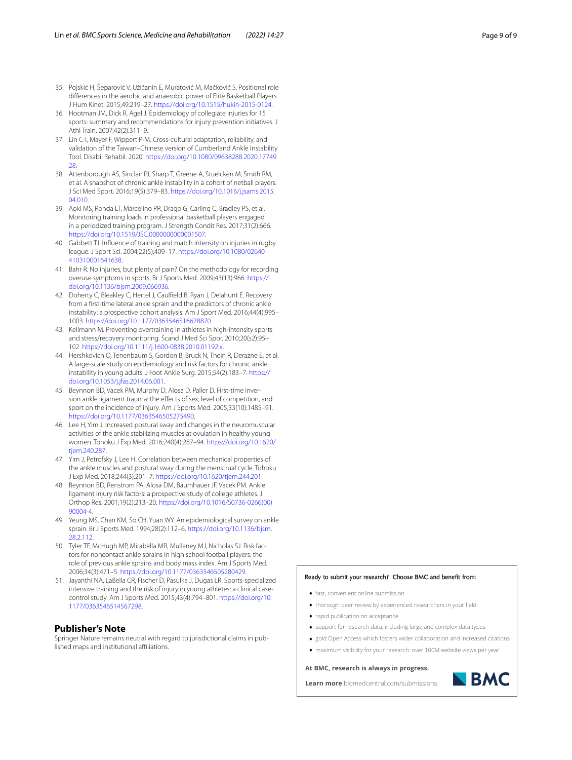35. Pojskić H, Šeparović V, Užičanin E, Muratović M, Mačković S. Positional role differences in the aerobic and anaerobic power of Elite Basketball Players. J Hum Kinet. 2015;49:219–27. https://doi.org/10.1515/hukin-2015-0124.
36. Hootman JM, Dick R, Agel J. Epidemiology of collegiate injuries for 15 sports: summary and recommendations for injury prevention initiatives. J Athl Train. 2007;42(2):311–9.
37. Lin C-I, Mayer F, Wippert P-M. Cross-cultural adaptation, reliability, and validation of the Taiwan–Chinese version of Cumberland Ankle Instability Tool. Disabil Rehabil. 2020. https://doi.org/10.1080/09638288.2020.1774928.
38. Attenborough AS, Sinclair PJ, Sharp T, Greene A, Stuelcken M, Smith RM, et al. A snapshot of chronic ankle instability in a cohort of netball players. J Sci Med Sport. 2016;19(5):379–83. https://doi.org/10.1016/j.jsams.2015.04.010.
39. Aoki MS, Ronda LT, Marcelino PR, Drago G, Carling C, Bradley PS, et al. Monitoring training loads in professional basketball players engaged in a periodized training program. J Strength Condit Res. 2017;31(2):666. https://doi.org/10.1519/JSC.0000000000001507.
40. Gabbett TJ. Influence of training and match intensity on injuries in rugby league. J Sport Sci. 2004;22(5):409–17. https://doi.org/10.1080/02640410310001641638.
41. Bahr R. No injuries, but plenty of pain? On the methodology for recording overuse symptoms in sports. Br J Sports Med. 2009;43(13):966. https://doi.org/10.1136/bjsm.2009.066936.
42. Doherty C, Bleakley C, Hertel J, Caulfield B, Ryan J, Delahunt E. Recovery from a first-time lateral ankle sprain and the predictors of chronic ankle instability: a prospective cohort analysis. Am J Sport Med. 2016;44(4):995–1003. https://doi.org/10.1177/0363546516628870.
43. Kellmann M. Preventing overtraining in athletes in high-intensity sports and stress/recovery monitoring. Scand J Med Sci Spor. 2010;20(s2):95–102. https://doi.org/10.1111/j.1600-0838.2010.01192.x.
44. Hershkovich O, Tenenbaum S, Gordon B, Bruck N, Thein R, Derazne E, et al. A large-scale study on epidemiology and risk factors for chronic ankle instability in young adults. J Foot Ankle Surg. 2015;54(2):183–7. https://doi.org/10.1053/j.jfas.2014.06.001.
45. Beynnon BD, Vacek PM, Murphy D, Alosa D, Paller D. First-time inversion ankle ligament trauma: the effects of sex, level of competition, and sport on the incidence of injury. Am J Sports Med. 2005;33(10):1485–91. https://doi.org/10.1177/0363546505275490.
46. Lee H, Yim J. Increased postural sway and changes in the neuromuscular activities of the ankle stabilizing muscles at ovulation in healthy young women. Tohoku J Exp Med. 2016;240(4):287–94. https://doi.org/10.1620/tjem.240.287.
47. Yim J, Petrofsky J, Lee H. Correlation between mechanical properties of the ankle muscles and postural sway during the menstrual cycle. Tohoku J Exp Med. 2018;244(3):201–7. https://doi.org/10.1620/tjem.244.201.
48. Beynnon BD, Renstrom PA, Alosa DM, Baumhauer JF, Vacek PM. Ankle ligament injury risk factors: a prospective study of college athletes. J Orthop Res. 2001;19(2):213–20. https://doi.org/10.1016/S0736-0266(00)90004-4.
49. Yeung MS, Chan KM, So CH, Yuan WY. An epidemiological survey on ankle sprain. Br J Sports Med. 1994;28(2):112–6. https://doi.org/10.1136/bjsm.28.2.112.
50. Tyler TF, McHugh MP, Mirabella MR, Mullaney MJ, Nicholas SJ. Risk factors for noncontact ankle sprains in high school football players: the role of previous ankle sprains and body mass index. Am J Sports Med. 2006;34(3):471–5. https://doi.org/10.1177/0363546505280429.
51. Jayanthi NA, LaBella CR, Fischer D, Pasulka J, Dugas LR. Sports-specialized intensive training and the risk of injury in young athletes: a clinical case-control study. Am J Sports Med. 2015;43(4):794–801. https://doi.org/10.1177/0363546514567298.

## Publisher's Note

Springer Nature remains neutral with regard to jurisdictional claims in published maps and institutional affiliations.

Ready to submit your research? Choose BMC and benefit from:

- fast, convenient online submission
- thorough peer review by experienced researchers in your field
- rapid publication on acceptance
- support for research data, including large and complex data types
- gold Open Access which fosters wider collaboration and increased citations
- maximum visibility for your research: over 100M website views per year

**At BMC, research is always in progress.**

**Learn more** biomedcentral.com/submissions